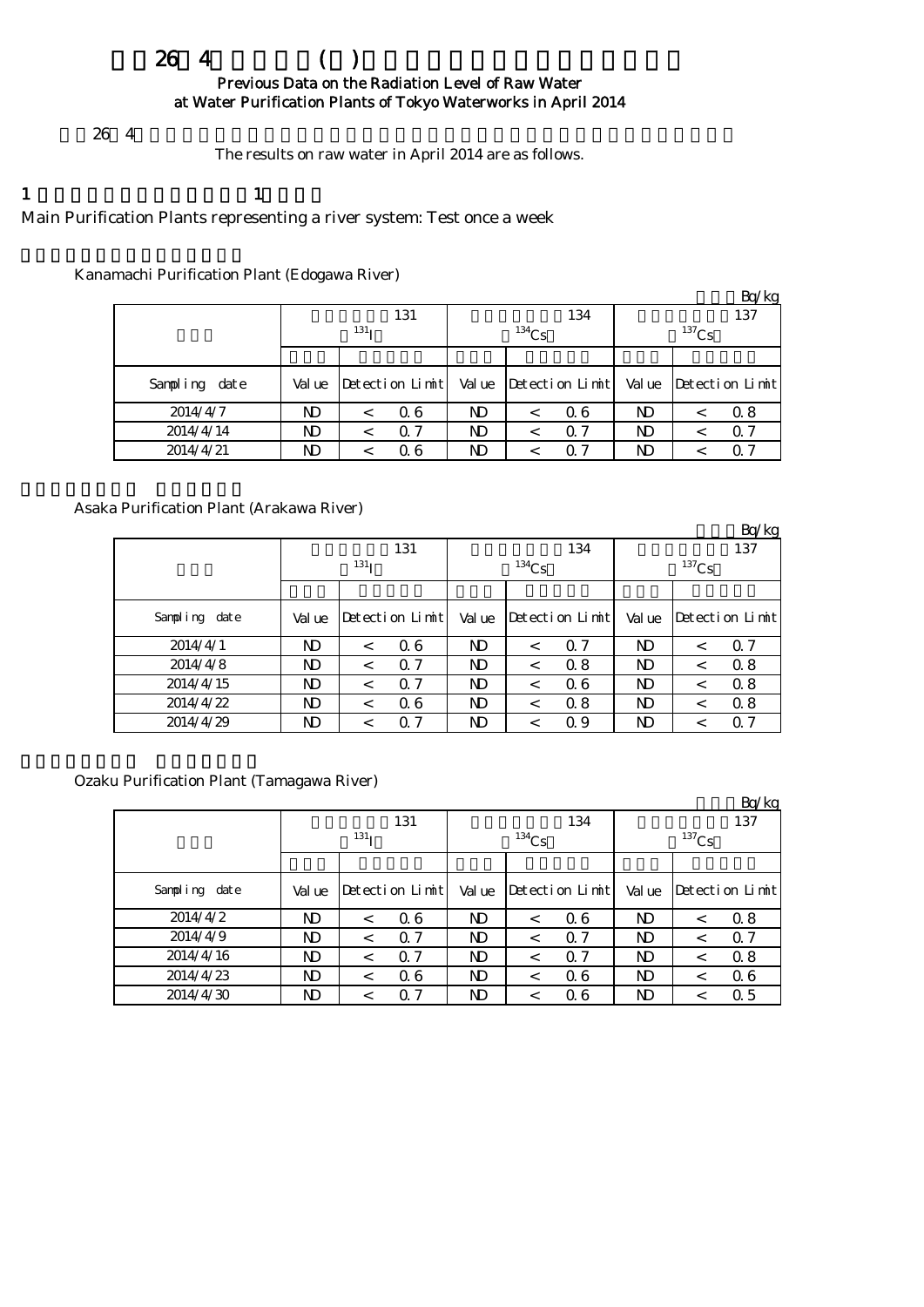# 26 4 ( )

## Previous Data on the Radiation Level of Raw Water at Water Purification Plants of Tokyo Waterworks in April 2014

26 4

The results on raw water in April 2014 are as follows.

1 1

Main Purification Plants representing a river system: Test once a week

### Kanamachi Purification Plant (Edogawa River)

Bq/kg

| | 131 $^{131}I$ | | 134 $^{134}Cs$ | | 137 $^{137}Cs$ | |
|---|---|---|---|---|---|---|
| Sampling date | Value | Detection Limit | Value | Detection Limit | Value | Detection Limit |
| 2014/4/7 | ND | < 0.6 | ND | < 0.6 | ND | < 0.8 |
| 2014/4/14 | ND | < 0.7 | ND | < 0.7 | ND | < 0.7 |
| 2014/4/21 | ND | < 0.6 | ND | < 0.7 | ND | < 0.7 |

### Asaka Purification Plant (Arakawa River)

Bq/kg

| | 131 $^{131}I$ | | 134 $^{134}Cs$ | | 137 $^{137}Cs$ | |
|---|---|---|---|---|---|---|
| Sampling date | Value | Detection Limit | Value | Detection Limit | Value | Detection Limit |
| 2014/4/1 | ND | < 0.6 | ND | < 0.7 | ND | < 0.7 |
| 2014/4/8 | ND | < 0.7 | ND | < 0.8 | ND | < 0.8 |
| 2014/4/15 | ND | < 0.7 | ND | < 0.6 | ND | < 0.8 |
| 2014/4/22 | ND | < 0.6 | ND | < 0.8 | ND | < 0.8 |
| 2014/4/29 | ND | < 0.7 | ND | < 0.9 | ND | < 0.7 |

### Ozaku Purification Plant (Tamagawa River)

Bq/kg

| | 131 $^{131}I$ | | 134 $^{134}Cs$ | | 137 $^{137}Cs$ | |
|---|---|---|---|---|---|---|
| Sampling date | Value | Detection Limit | Value | Detection Limit | Value | Detection Limit |
| 2014/4/2 | ND | < 0.6 | ND | < 0.6 | ND | < 0.8 |
| 2014/4/9 | ND | < 0.7 | ND | < 0.7 | ND | < 0.7 |
| 2014/4/16 | ND | < 0.7 | ND | < 0.7 | ND | < 0.8 |
| 2014/4/23 | ND | < 0.6 | ND | < 0.6 | ND | < 0.6 |
| 2014/4/30 | ND | < 0.7 | ND | < 0.6 | ND | < 0.5 |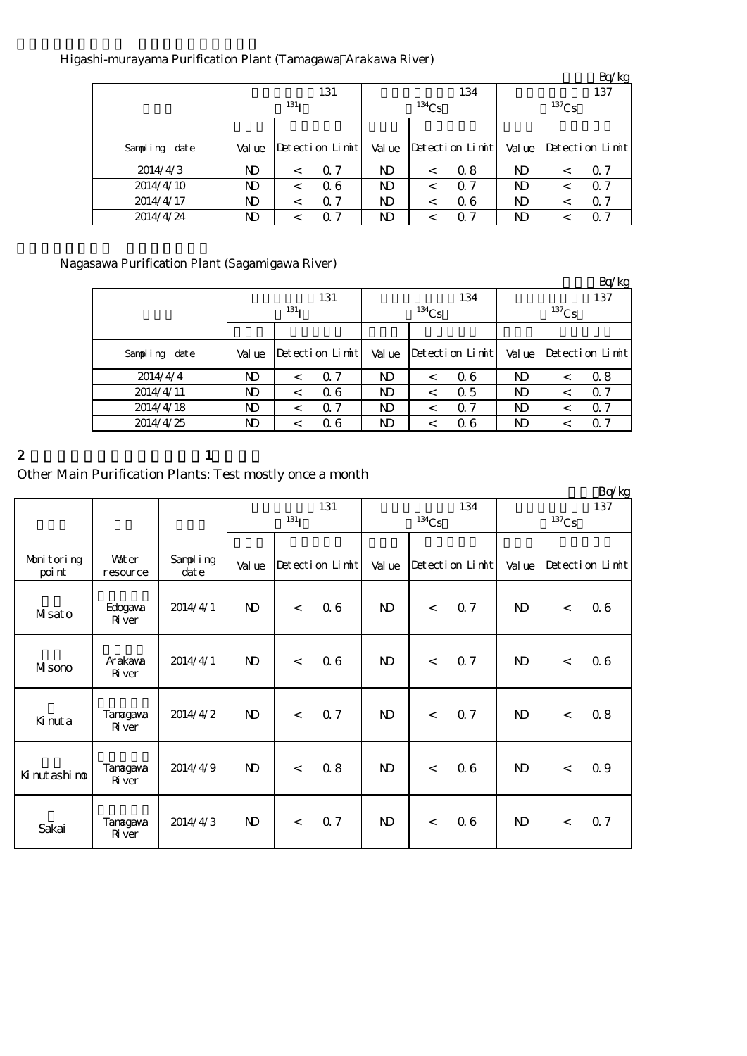Higashi-murayama Purification Plant (Tamagawa Arakawa River)

Bq/kg

| | 131 $^{131}I$ | | | 134 $^{134}Cs$ | | | 137 $^{137}Cs$ | | |
|---|---|---|---|---|---|---|---|---|---|
| Sampling date | Value | Detection Limit | | Value | Detection Limit | | Value | Detection Limit | |
| 2014/4/3 | ND | < | 0.7 | ND | < | 0.8 | ND | < | 0.7 |
| 2014/4/10 | ND | < | 0.6 | ND | < | 0.7 | ND | < | 0.7 |
| 2014/4/17 | ND | < | 0.7 | ND | < | 0.6 | ND | < | 0.7 |
| 2014/4/24 | ND | < | 0.7 | ND | < | 0.7 | ND | < | 0.7 |

Nagasawa Purification Plant (Sagamigawa River)

Bq/kg

| | 131 $^{131}I$ | | | 134 $^{134}Cs$ | | | 137 $^{137}Cs$ | | |
|---|---|---|---|---|---|---|---|---|---|
| Sampling date | Value | Detection Limit | | Value | Detection Limit | | Value | Detection Limit | |
| 2014/4/4 | ND | < | 0.7 | ND | < | 0.6 | ND | < | 0.8 |
| 2014/4/11 | ND | < | 0.6 | ND | < | 0.5 | ND | < | 0.7 |
| 2014/4/18 | ND | < | 0.7 | ND | < | 0.7 | ND | < | 0.7 |
| 2014/4/25 | ND | < | 0.6 | ND | < | 0.6 | ND | < | 0.7 |

2 1

Other Main Purification Plants: Test mostly once a month

Bq/kg

| | | | 131 $^{131}I$ | | | 134 $^{134}Cs$ | | | 137 $^{137}Cs$ | | |
|---|---|---|---|---|---|---|---|---|---|---|---|
| Monitoring point | Water resource | Sampling date | Value | Detection Limit | | Value | Detection Limit | | Value | Detection Limit | |
| Misato | Edogawa River | 2014/4/1 | ND | < | 0.6 | ND | < | 0.7 | ND | < | 0.6 |
| Misono | Arakawa River | 2014/4/1 | ND | < | 0.6 | ND | < | 0.7 | ND | < | 0.6 |
| Kinuta | Tamagawa River | 2014/4/2 | ND | < | 0.7 | ND | < | 0.7 | ND | < | 0.8 |
| Kinutashimo | Tamagawa River | 2014/4/9 | ND | < | 0.8 | ND | < | 0.6 | ND | < | 0.9 |
| Sakai | Tamagawa River | 2014/4/3 | ND | < | 0.7 | ND | < | 0.6 | ND | < | 0.7 |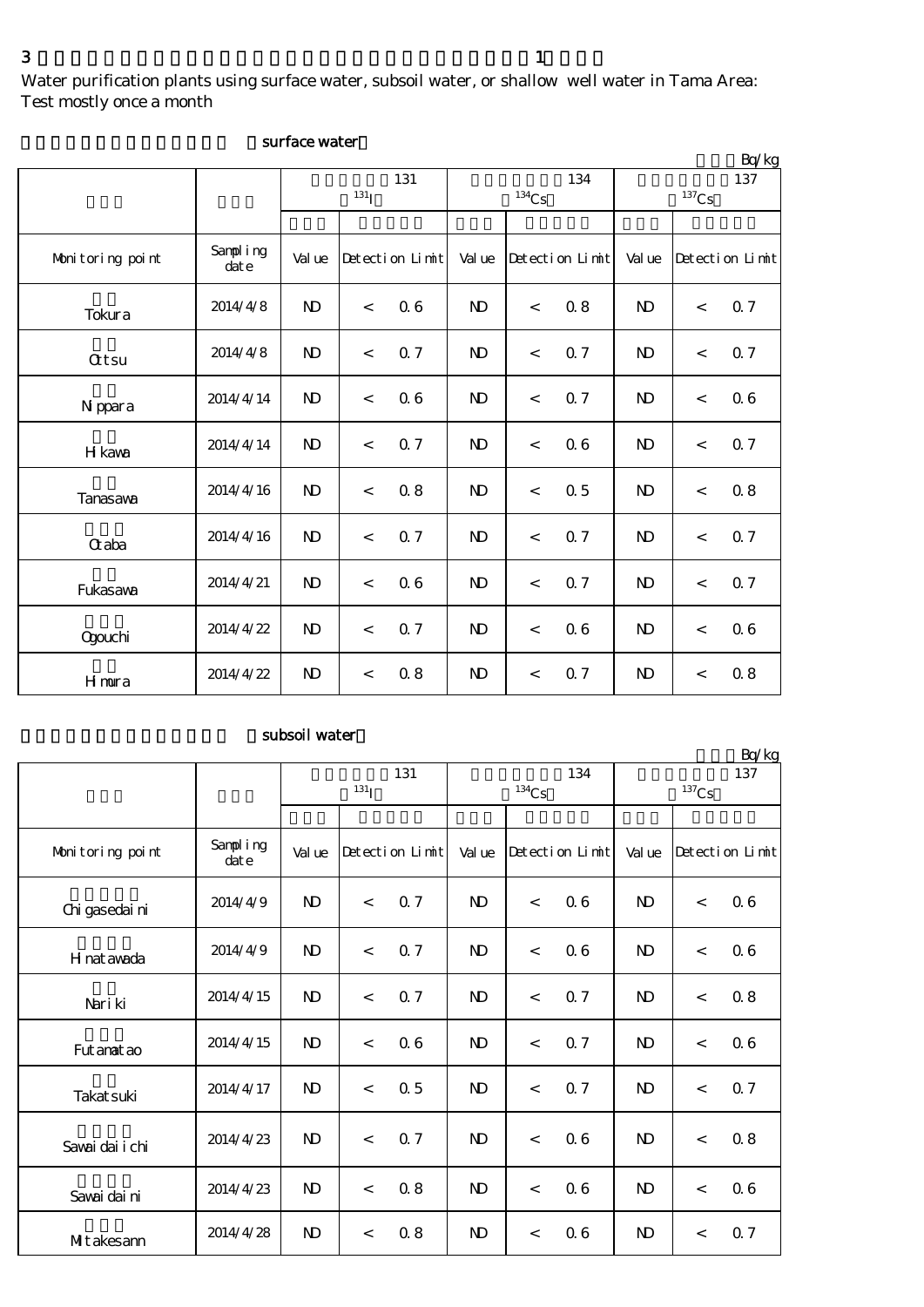3 1

Water purification plants using surface water, subsoil water, or shallow well water in Tama Area: Test mostly once a month

surface water

Bq/kg

| | | 131 ($^{131}$I) | | | 134 ($^{134}$Cs) | | | 137 ($^{137}$Cs) | | |
|---|---|---|---|---|---|---|---|---|---|---|
| Monitoring point | Sampling date | Value | Detection Limit | | Value | Detection Limit | | Value | Detection Limit | |
| Tokura | 2014/4/8 | ND | < | 0.6 | ND | < | 0.8 | ND | < | 0.7 |
| Ottsu | 2014/4/8 | ND | < | 0.7 | ND | < | 0.7 | ND | < | 0.7 |
| Nippara | 2014/4/14 | ND | < | 0.6 | ND | < | 0.7 | ND | < | 0.6 |
| Hikawa | 2014/4/14 | ND | < | 0.7 | ND | < | 0.6 | ND | < | 0.7 |
| Tanasawa | 2014/4/16 | ND | < | 0.8 | ND | < | 0.5 | ND | < | 0.8 |
| Otaba | 2014/4/16 | ND | < | 0.7 | ND | < | 0.7 | ND | < | 0.7 |
| Fukasawa | 2014/4/21 | ND | < | 0.6 | ND | < | 0.7 | ND | < | 0.7 |
| Ogouchi | 2014/4/22 | ND | < | 0.7 | ND | < | 0.6 | ND | < | 0.6 |
| Himura | 2014/4/22 | ND | < | 0.8 | ND | < | 0.7 | ND | < | 0.8 |

subsoil water

Bq/kg

| | | 131 ($^{131}$I) | | | 134 ($^{134}$Cs) | | | 137 ($^{137}$Cs) | | |
|---|---|---|---|---|---|---|---|---|---|---|
| Monitoring point | Sampling date | Value | Detection Limit | | Value | Detection Limit | | Value | Detection Limit | |
| Chigasedaini | 2014/4/9 | ND | < | 0.7 | ND | < | 0.6 | ND | < | 0.6 |
| Hinatawada | 2014/4/9 | ND | < | 0.7 | ND | < | 0.6 | ND | < | 0.6 |
| Nariki | 2014/4/15 | ND | < | 0.7 | ND | < | 0.7 | ND | < | 0.8 |
| Futamatao | 2014/4/15 | ND | < | 0.6 | ND | < | 0.7 | ND | < | 0.6 |
| Takatsuki | 2014/4/17 | ND | < | 0.5 | ND | < | 0.7 | ND | < | 0.7 |
| Sawaidaiichi | 2014/4/23 | ND | < | 0.7 | ND | < | 0.6 | ND | < | 0.8 |
| Sawaidaini | 2014/4/23 | ND | < | 0.8 | ND | < | 0.6 | ND | < | 0.6 |
| Mitakesann | 2014/4/28 | ND | < | 0.8 | ND | < | 0.6 | ND | < | 0.7 |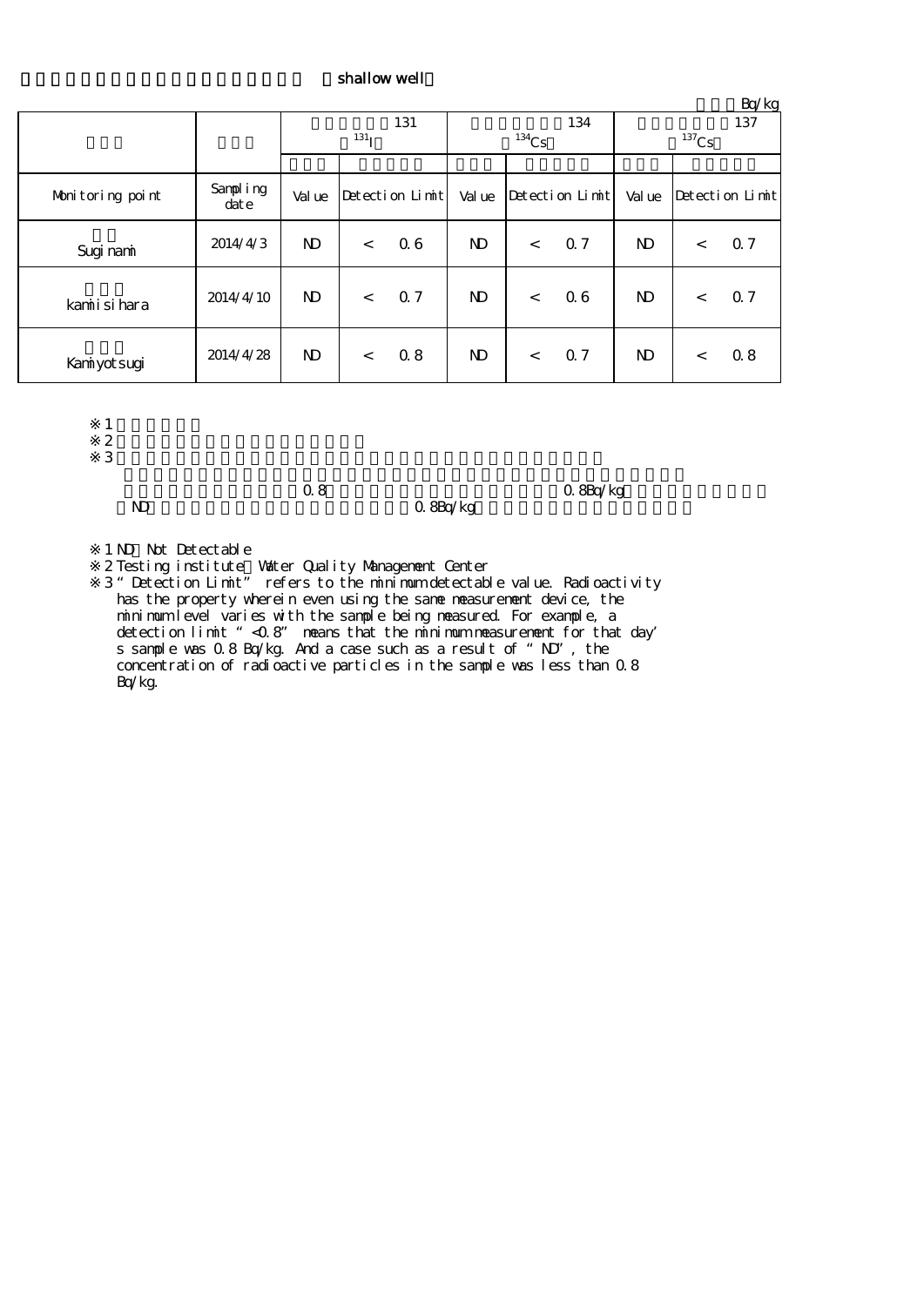（shallow well）

Bq/kg

| | | 131 $^{131}I$ | | 134 $^{134}Cs$ | | 137 $^{137}Cs$ | |
|---|---|---|---|---|---|---|---|
| Monitoring point | Sampling date | Value | Detection Limit | Value | Detection Limit | Value | Detection Limit |
| Suginami | 2014/4/3 | ND | < 0.6 | ND | < 0.7 | ND | < 0.7 |
| kamiisihara | 2014/4/10 | ND | < 0.7 | ND | < 0.6 | ND | < 0.7 |
| Kamiyotsugi | 2014/4/28 | ND | < 0.8 | ND | < 0.7 | ND | < 0.8 |

※1

※2

※3

0.8 0.8Bq/kg

ND 0.8Bq/kg

※1 ND：Not Detectable

※2 Testing institute：Water Quality Management Center

※3 "Detection Limit" refers to the minimum detectable value. Radioactivity has the property wherein even using the same measurement device, the minimum level varies with the sample being measured. For example, a detection limit "<0.8" means that the minimum measurement for that day's sample was 0.8 Bq/kg. And a case such as a result of "ND", the concentration of radioactive particles in the sample was less than 0.8 Bq/kg.